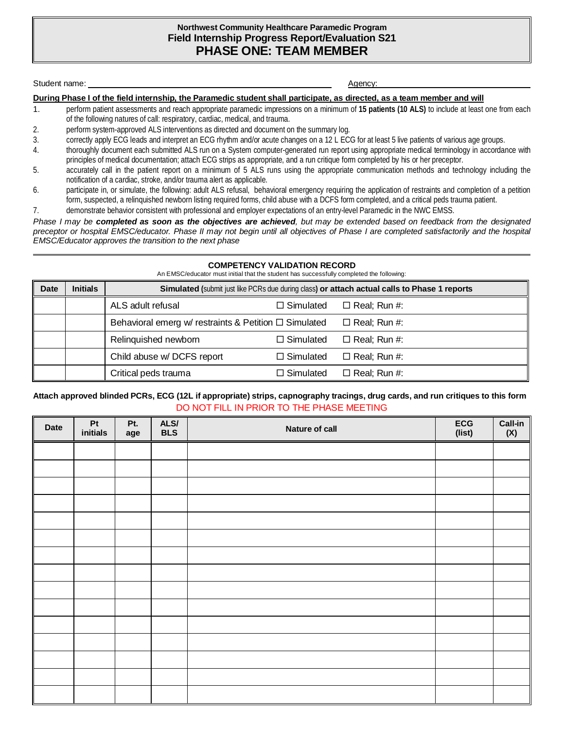# Northwest Community Healthcare Paramedic Program
## Field Internship Progress Report/Evaluation S21
## PHASE ONE: TEAM MEMBER

Student name: \_\_\_\_\_\_\_\_\_\_\_\_\_\_\_\_\_\_\_\_\_\_\_\_\_\_\_\_\_\_\_\_ Agency: \_\_\_\_\_\_\_\_\_\_\_\_\_\_\_\_\_\_\_\_\_\_\_\_

**During Phase I of the field internship, the Paramedic student shall participate, as directed, as a team member and will**

1. perform patient assessments and reach appropriate paramedic impressions on a minimum of **15 patients (10 ALS)** to include at least one from each of the following natures of call: respiratory, cardiac, medical, and trauma.
2. perform system-approved ALS interventions as directed and document on the summary log.
3. correctly apply ECG leads and interpret an ECG rhythm and/or acute changes on a 12 L ECG for at least 5 live patients of various age groups.
4. thoroughly document each submitted ALS run on a System computer-generated run report using appropriate medical terminology in accordance with principles of medical documentation; attach ECG strips as appropriate, and a run critique form completed by his or her preceptor.
5. accurately call in the patient report on a minimum of 5 ALS runs using the appropriate communication methods and technology including the notification of a cardiac, stroke, and/or trauma alert as applicable.
6. participate in, or simulate, the following: adult ALS refusal, behavioral emergency requiring the application of restraints and completion of a petition form, suspected, a relinquished newborn listing required forms, child abuse with a DCFS form completed, and a critical peds trauma patient.
7. demonstrate behavior consistent with professional and employer expectations of an entry-level Paramedic in the NWC EMSS.

*Phase I may be **completed as soon as the objectives are achieved**, but may be extended based on feedback from the designated preceptor or hospital EMSC/educator. Phase II may not begin until all objectives of Phase I are completed satisfactorily and the hospital EMSC/Educator approves the transition to the next phase*

---

### COMPETENCY VALIDATION RECORD

An EMSC/educator must initial that the student has successfully completed the following:

| Date | Initials | Simulated (submit just like PCRs due during class) or attach actual calls to Phase 1 reports | | |
|---|---|---|---|---|
| | | ALS adult refusal | ☐ Simulated | ☐ Real; Run #: |
| | | Behavioral emerg w/ restraints & Petition | ☐ Simulated | ☐ Real; Run #: |
| | | Relinquished newborn | ☐ Simulated | ☐ Real; Run #: |
| | | Child abuse w/ DCFS report | ☐ Simulated | ☐ Real; Run #: |
| | | Critical peds trauma | ☐ Simulated | ☐ Real; Run #: |

**Attach approved blinded PCRs, ECG (12L if appropriate) strips, capnography tracings, drug cards, and run critiques to this form**

DO NOT FILL IN PRIOR TO THE PHASE MEETING

| Date | Pt initials | Pt. age | ALS/ BLS | Nature of call | ECG (list) | Call-in (X) |
|---|---|---|---|---|---|---|
| | | | | | | |
| | | | | | | |
| | | | | | | |
| | | | | | | |
| | | | | | | |
| | | | | | | |
| | | | | | | |
| | | | | | | |
| | | | | | | |
| | | | | | | |
| | | | | | | |
| | | | | | | |
| | | | | | | |
| | | | | | | |
| | | | | | | |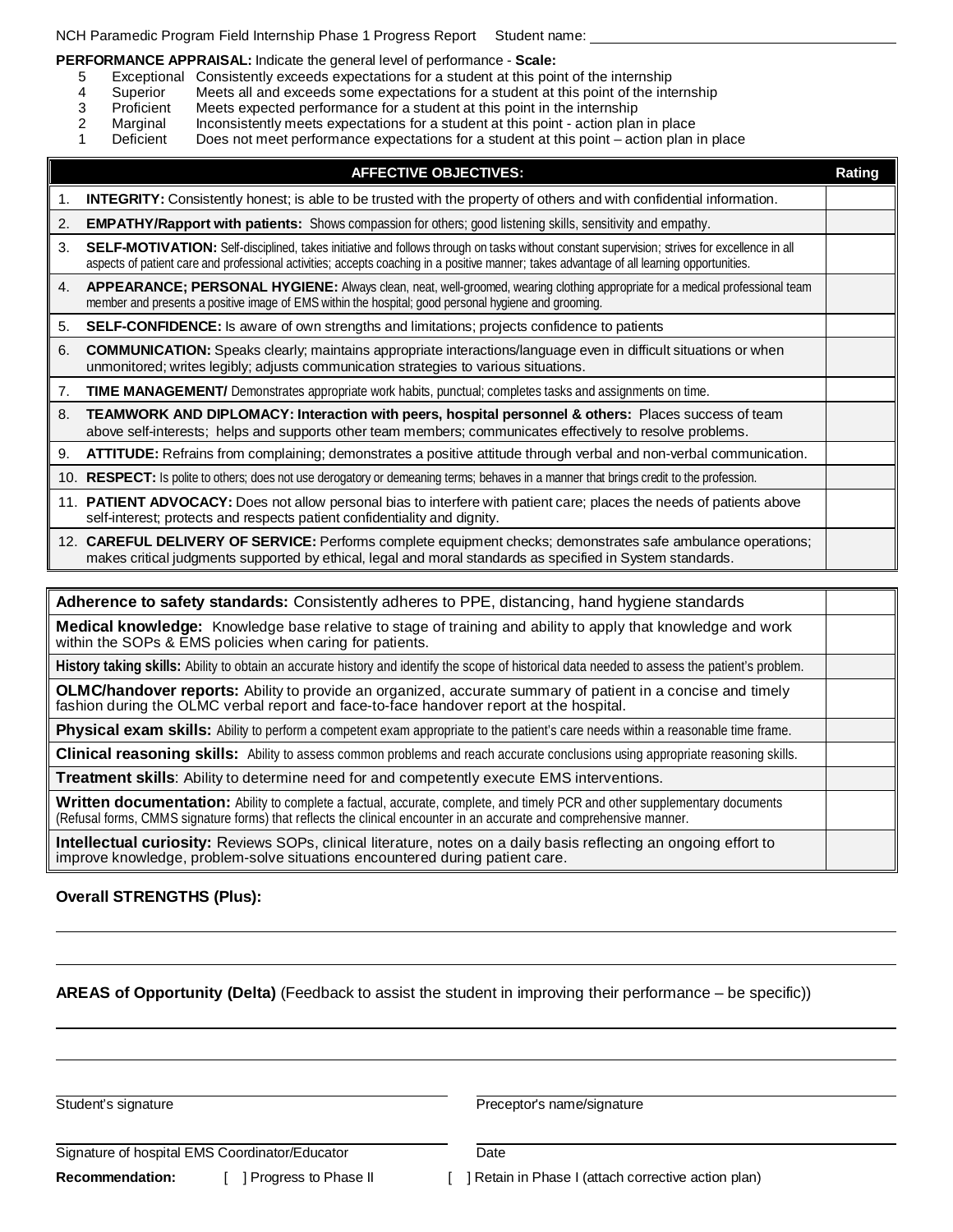NCH Paramedic Program Field Internship Phase 1 Progress Report     Student name: ____________________

**PERFORMANCE APPRAISAL:** Indicate the general level of performance - **Scale:**

- 5 Exceptional — Consistently exceeds expectations for a student at this point of the internship
- 4 Superior — Meets all and exceeds some expectations for a student at this point of the internship
- 3 Proficient — Meets expected performance for a student at this point in the internship
- 2 Marginal — Inconsistently meets expectations for a student at this point - action plan in place
- 1 Deficient — Does not meet performance expectations for a student at this point – action plan in place

| | AFFECTIVE OBJECTIVES: | Rating |
|---|---|---|
| 1. | **INTEGRITY:** Consistently honest; is able to be trusted with the property of others and with confidential information. | |
| 2. | **EMPATHY/Rapport with patients:** Shows compassion for others; good listening skills, sensitivity and empathy. | |
| 3. | **SELF-MOTIVATION:** Self-disciplined, takes initiative and follows through on tasks without constant supervision; strives for excellence in all aspects of patient care and professional activities; accepts coaching in a positive manner; takes advantage of all learning opportunities. | |
| 4. | **APPEARANCE; PERSONAL HYGIENE:** Always clean, neat, well-groomed, wearing clothing appropriate for a medical professional team member and presents a positive image of EMS within the hospital; good personal hygiene and grooming. | |
| 5. | **SELF-CONFIDENCE:** Is aware of own strengths and limitations; projects confidence to patients | |
| 6. | **COMMUNICATION:** Speaks clearly; maintains appropriate interactions/language even in difficult situations or when unmonitored; writes legibly; adjusts communication strategies to various situations. | |
| 7. | **TIME MANAGEMENT/** Demonstrates appropriate work habits, punctual; completes tasks and assignments on time. | |
| 8. | **TEAMWORK AND DIPLOMACY: Interaction with peers, hospital personnel & others:** Places success of team above self-interests; helps and supports other team members; communicates effectively to resolve problems. | |
| 9. | **ATTITUDE:** Refrains from complaining; demonstrates a positive attitude through verbal and non-verbal communication. | |
| 10. | **RESPECT:** Is polite to others; does not use derogatory or demeaning terms; behaves in a manner that brings credit to the profession. | |
| 11. | **PATIENT ADVOCACY:** Does not allow personal bias to interfere with patient care; places the needs of patients above self-interest; protects and respects patient confidentiality and dignity. | |
| 12. | **CAREFUL DELIVERY OF SERVICE:** Performs complete equipment checks; demonstrates safe ambulance operations; makes critical judgments supported by ethical, legal and moral standards as specified in System standards. | |

| | |
|---|---|
| **Adherence to safety standards:** Consistently adheres to PPE, distancing, hand hygiene standards | |
| **Medical knowledge:** Knowledge base relative to stage of training and ability to apply that knowledge and work within the SOPs & EMS policies when caring for patients. | |
| **History taking skills:** Ability to obtain an accurate history and identify the scope of historical data needed to assess the patient's problem. | |
| **OLMC/handover reports:** Ability to provide an organized, accurate summary of patient in a concise and timely fashion during the OLMC verbal report and face-to-face handover report at the hospital. | |
| **Physical exam skills:** Ability to perform a competent exam appropriate to the patient's care needs within a reasonable time frame. | |
| **Clinical reasoning skills:** Ability to assess common problems and reach accurate conclusions using appropriate reasoning skills. | |
| **Treatment skills**: Ability to determine need for and competently execute EMS interventions. | |
| **Written documentation:** Ability to complete a factual, accurate, complete, and timely PCR and other supplementary documents (Refusal forms, CMMS signature forms) that reflects the clinical encounter in an accurate and comprehensive manner. | |
| **Intellectual curiosity:** Reviews SOPs, clinical literature, notes on a daily basis reflecting an ongoing effort to improve knowledge, problem-solve situations encountered during patient care. | |

**Overall STRENGTHS (Plus):**

____________________

____________________

**AREAS of Opportunity (Delta)** (Feedback to assist the student in improving their performance – be specific))

____________________

____________________

Student's signature ____________________     Preceptor's name/signature ____________________

Signature of hospital EMS Coordinator/Educator ____________________     Date ____________________

**Recommendation:**     [ ] Progress to Phase II     [ ] Retain in Phase I (attach corrective action plan)